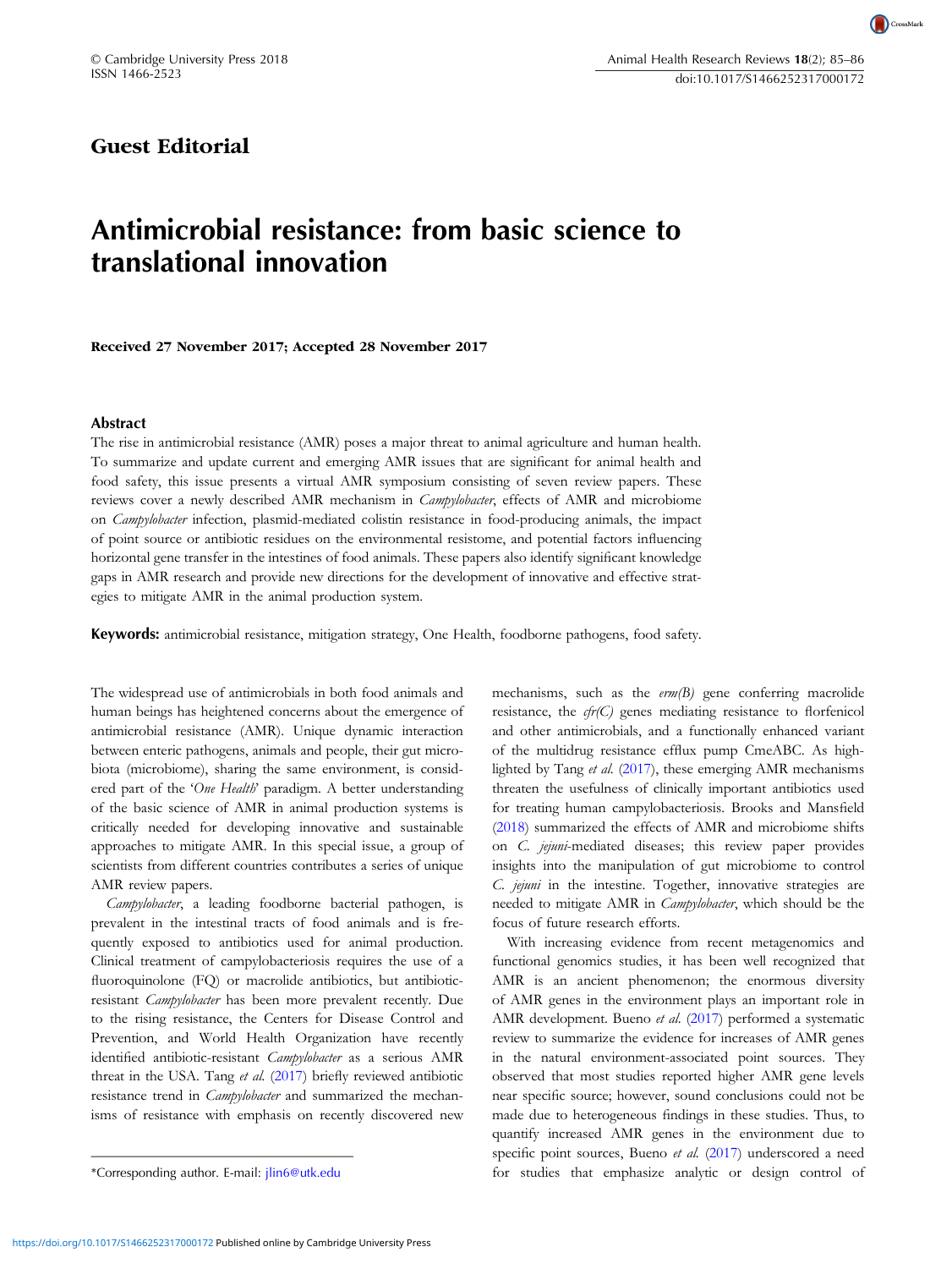Guest Editorial

# Antimicrobial resistance: from basic science to translational innovation

**Received 27 November 2017; Accepted 28 November 2017**

### Abstract

The rise in antimicrobial resistance (AMR) poses a major threat to animal agriculture and human health. To summarize and update current and emerging AMR issues that are significant for animal health and food safety, this issue presents a virtual AMR symposium consisting of seven review papers. These reviews cover a newly described AMR mechanism in *Campylobacter*, effects of AMR and microbiome on *Campylobacter* infection, plasmid-mediated colistin resistance in food-producing animals, the impact of point source or antibiotic residues on the environmental resistome, and potential factors influencing horizontal gene transfer in the intestines of food animals. These papers also identify significant knowledge gaps in AMR research and provide new directions for the development of innovative and effective strategies to mitigate AMR in the animal production system.

**Keywords:** antimicrobial resistance, mitigation strategy, One Health, foodborne pathogens, food safety.

The widespread use of antimicrobials in both food animals and human beings has heightened concerns about the emergence of antimicrobial resistance (AMR). Unique dynamic interaction between enteric pathogens, animals and people, their gut microbiota (microbiome), sharing the same environment, is considered part of the '*One Health*' paradigm. A better understanding of the basic science of AMR in animal production systems is critically needed for developing innovative and sustainable approaches to mitigate AMR. In this special issue, a group of scientists from different countries contributes a series of unique AMR review papers.

*Campylobacter*, a leading foodborne bacterial pathogen, is prevalent in the intestinal tracts of food animals and is frequently exposed to antibiotics used for animal production. Clinical treatment of campylobacteriosis requires the use of a fluoroquinolone (FQ) or macrolide antibiotics, but antibiotic-resistant *Campylobacter* has been more prevalent recently. Due to the rising resistance, the Centers for Disease Control and Prevention, and World Health Organization have recently identified antibiotic-resistant *Campylobacter* as a serious AMR threat in the USA. Tang *et al.* (2017) briefly reviewed antibiotic resistance trend in *Campylobacter* and summarized the mechanisms of resistance with emphasis on recently discovered new mechanisms, such as the *erm(B)* gene conferring macrolide resistance, the *cfr(C)* genes mediating resistance to florfenicol and other antimicrobials, and a functionally enhanced variant of the multidrug resistance efflux pump CmeABC. As highlighted by Tang *et al.* (2017), these emerging AMR mechanisms threaten the usefulness of clinically important antibiotics used for treating human campylobacteriosis. Brooks and Mansfield (2018) summarized the effects of AMR and microbiome shifts on *C. jejuni*-mediated diseases; this review paper provides insights into the manipulation of gut microbiome to control *C. jejuni* in the intestine. Together, innovative strategies are needed to mitigate AMR in *Campylobacter*, which should be the focus of future research efforts.

With increasing evidence from recent metagenomics and functional genomics studies, it has been well recognized that AMR is an ancient phenomenon; the enormous diversity of AMR genes in the environment plays an important role in AMR development. Bueno *et al.* (2017) performed a systematic review to summarize the evidence for increases of AMR genes in the natural environment-associated point sources. They observed that most studies reported higher AMR gene levels near specific source; however, sound conclusions could not be made due to heterogeneous findings in these studies. Thus, to quantify increased AMR genes in the environment due to specific point sources, Bueno *et al.* (2017) underscored a need for studies that emphasize analytic or design control of

*Corresponding author. E-mail: jlin6@utk.edu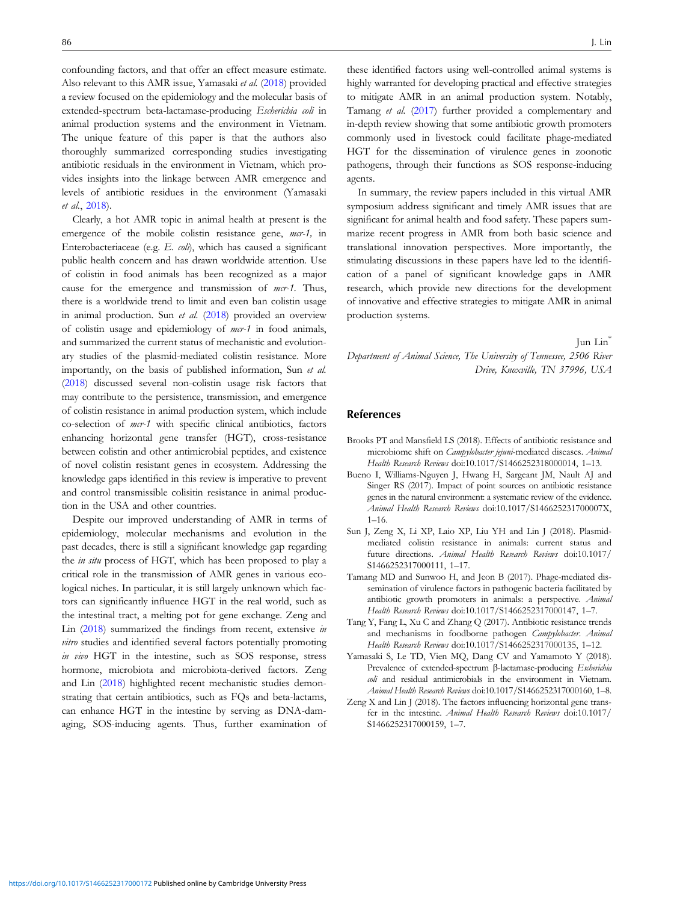confounding factors, and that offer an effect measure estimate. Also relevant to this AMR issue, Yamasaki *et al.* (2018) provided a review focused on the epidemiology and the molecular basis of extended-spectrum beta-lactamase-producing *Escherichia coli* in animal production systems and the environment in Vietnam. The unique feature of this paper is that the authors also thoroughly summarized corresponding studies investigating antibiotic residuals in the environment in Vietnam, which provides insights into the linkage between AMR emergence and levels of antibiotic residues in the environment (Yamasaki *et al.*, 2018).

Clearly, a hot AMR topic in animal health at present is the emergence of the mobile colistin resistance gene, *mcr-1,* in Enterobacteriaceae (e.g. *E. coli*), which has caused a significant public health concern and has drawn worldwide attention. Use of colistin in food animals has been recognized as a major cause for the emergence and transmission of *mcr-1*. Thus, there is a worldwide trend to limit and even ban colistin usage in animal production. Sun *et al.* (2018) provided an overview of colistin usage and epidemiology of *mcr-1* in food animals, and summarized the current status of mechanistic and evolutionary studies of the plasmid-mediated colistin resistance. More importantly, on the basis of published information, Sun *et al.* (2018) discussed several non-colistin usage risk factors that may contribute to the persistence, transmission, and emergence of colistin resistance in animal production system, which include co-selection of *mcr-1* with specific clinical antibiotics, factors enhancing horizontal gene transfer (HGT), cross-resistance between colistin and other antimicrobial peptides, and existence of novel colistin resistant genes in ecosystem. Addressing the knowledge gaps identified in this review is imperative to prevent and control transmissible colisitin resistance in animal production in the USA and other countries.

Despite our improved understanding of AMR in terms of epidemiology, molecular mechanisms and evolution in the past decades, there is still a significant knowledge gap regarding the *in situ* process of HGT, which has been proposed to play a critical role in the transmission of AMR genes in various ecological niches. In particular, it is still largely unknown which factors can significantly influence HGT in the real world, such as the intestinal tract, a melting pot for gene exchange. Zeng and Lin (2018) summarized the findings from recent, extensive *in vitro* studies and identified several factors potentially promoting *in vivo* HGT in the intestine, such as SOS response, stress hormone, microbiota and microbiota-derived factors. Zeng and Lin (2018) highlighted recent mechanistic studies demonstrating that certain antibiotics, such as FQs and beta-lactams, can enhance HGT in the intestine by serving as DNA-damaging, SOS-inducing agents. Thus, further examination of these identified factors using well-controlled animal systems is highly warranted for developing practical and effective strategies to mitigate AMR in an animal production system. Notably, Tamang *et al.* (2017) further provided a complementary and in-depth review showing that some antibiotic growth promoters commonly used in livestock could facilitate phage-mediated HGT for the dissemination of virulence genes in zoonotic pathogens, through their functions as SOS response-inducing agents.

In summary, the review papers included in this virtual AMR symposium address significant and timely AMR issues that are significant for animal health and food safety. These papers summarize recent progress in AMR from both basic science and translational innovation perspectives. More importantly, the stimulating discussions in these papers have led to the identification of a panel of significant knowledge gaps in AMR research, which provide new directions for the development of innovative and effective strategies to mitigate AMR in animal production systems.

Jun Lin*

*Department of Animal Science, The University of Tennessee, 2506 River Drive, Knoxville, TN 37996, USA*

## References

Brooks PT and Mansfield LS (2018). Effects of antibiotic resistance and microbiome shift on *Campylobacter jejuni*-mediated diseases. *Animal Health Research Reviews* doi:10.1017/S1466252318000014, 1–13.

Bueno I, Williams-Nguyen J, Hwang H, Sargeant JM, Nault AJ and Singer RS (2017). Impact of point sources on antibiotic resistance genes in the natural environment: a systematic review of the evidence. *Animal Health Research Reviews* doi:10.1017/S146625231700007X, 1–16.

Sun J, Zeng X, Li XP, Laio XP, Liu YH and Lin J (2018). Plasmid-mediated colistin resistance in animals: current status and future directions. *Animal Health Research Reviews* doi:10.1017/S1466252317000111, 1–17.

Tamang MD and Sunwoo H, and Jeon B (2017). Phage-mediated dissemination of virulence factors in pathogenic bacteria facilitated by antibiotic growth promoters in animals: a perspective. *Animal Health Research Reviews* doi:10.1017/S1466252317000147, 1–7.

Tang Y, Fang L, Xu C and Zhang Q (2017). Antibiotic resistance trends and mechanisms in foodborne pathogen *Campylobacter*. *Animal Health Research Reviews* doi:10.1017/S1466252317000135, 1–12.

Yamasaki S, Le TD, Vien MQ, Dang CV and Yamamoto Y (2018). Prevalence of extended-spectrum β-lactamase-producing *Escherichia coli* and residual antimicrobials in the environment in Vietnam. *Animal Health Research Reviews* doi:10.1017/S1466252317000160, 1–8.

Zeng X and Lin J (2018). The factors influencing horizontal gene transfer in the intestine. *Animal Health Research Reviews* doi:10.1017/S1466252317000159, 1–7.